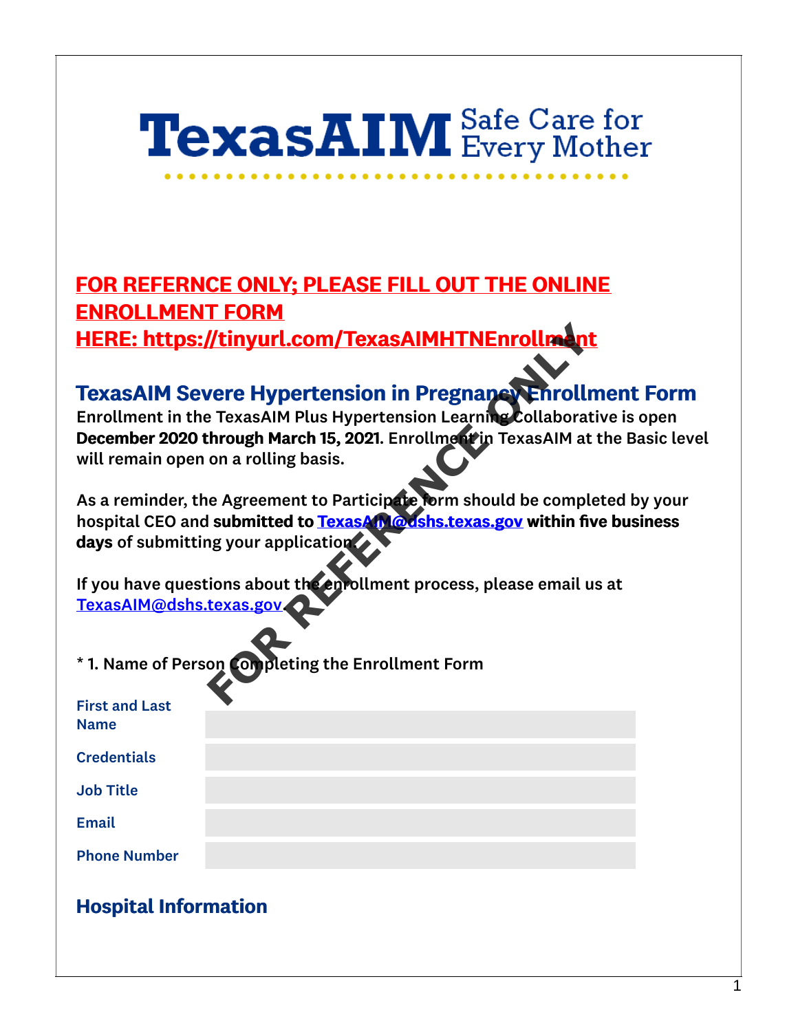# TexasAIM Safe Care for Every Mother

**FOR REFERNCE ONLY; PLEASE FILL OUT THE ONLINE ENROLLMENT FORM HERE: https://tinyurl.com/TexasAIMHTNEnrollment**

## TexasAIM Severe Hypertension in Pregnancy Enrollment Form

Enrollment in the TexasAIM Plus Hypertension Learning Collaborative is open **December 2020 through March 15, 2021**. Enrollment in TexasAIM at the Basic level will remain open on a rolling basis.

As a reminder, the Agreement to Participate form should be completed by your hospital CEO and **submitted to TexasAIM@dshs.texas.gov within five business days** of submitting your application.

If you have questions about the enrollment process, please email us at TexasAIM@dshs.texas.gov.

\* 1. Name of Person Completing the Enrollment Form

| | |
|---|---|
| First and Last Name | |
| Credentials | |
| Job Title | |
| Email | |
| Phone Number | |

## Hospital Information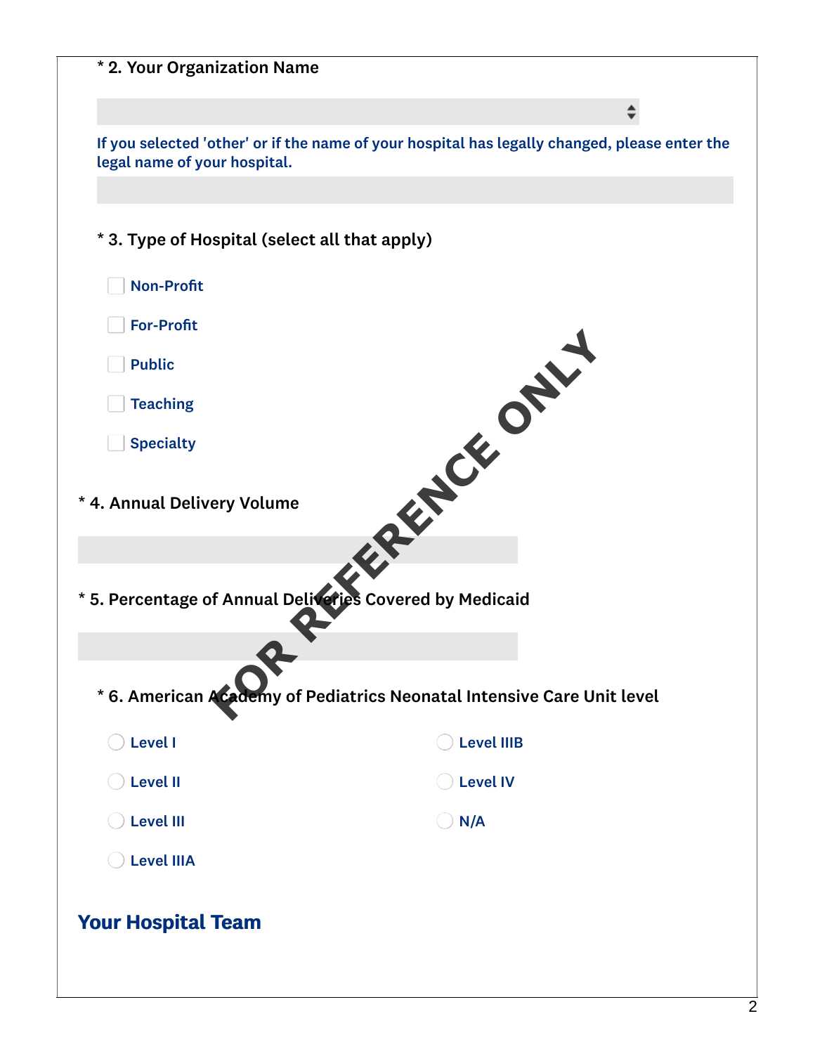**\* 2. Your Organization Name**

If you selected 'other' or if the name of your hospital has legally changed, please enter the legal name of your hospital.

**\* 3. Type of Hospital (select all that apply)**

- [ ] Non-Profit
- [ ] For-Profit
- [ ] Public
- [ ] Teaching
- [ ] Specialty

**\* 4. Annual Delivery Volume**

**\* 5. Percentage of Annual Deliveries Covered by Medicaid**

**\* 6. American Academy of Pediatrics Neonatal Intensive Care Unit level**

- ( ) Level I
- ( ) Level II
- ( ) Level III
- ( ) Level IIIA
- ( ) Level IIIB
- ( ) Level IV
- ( ) N/A

FOR REFERENCE ONLY

## Your Hospital Team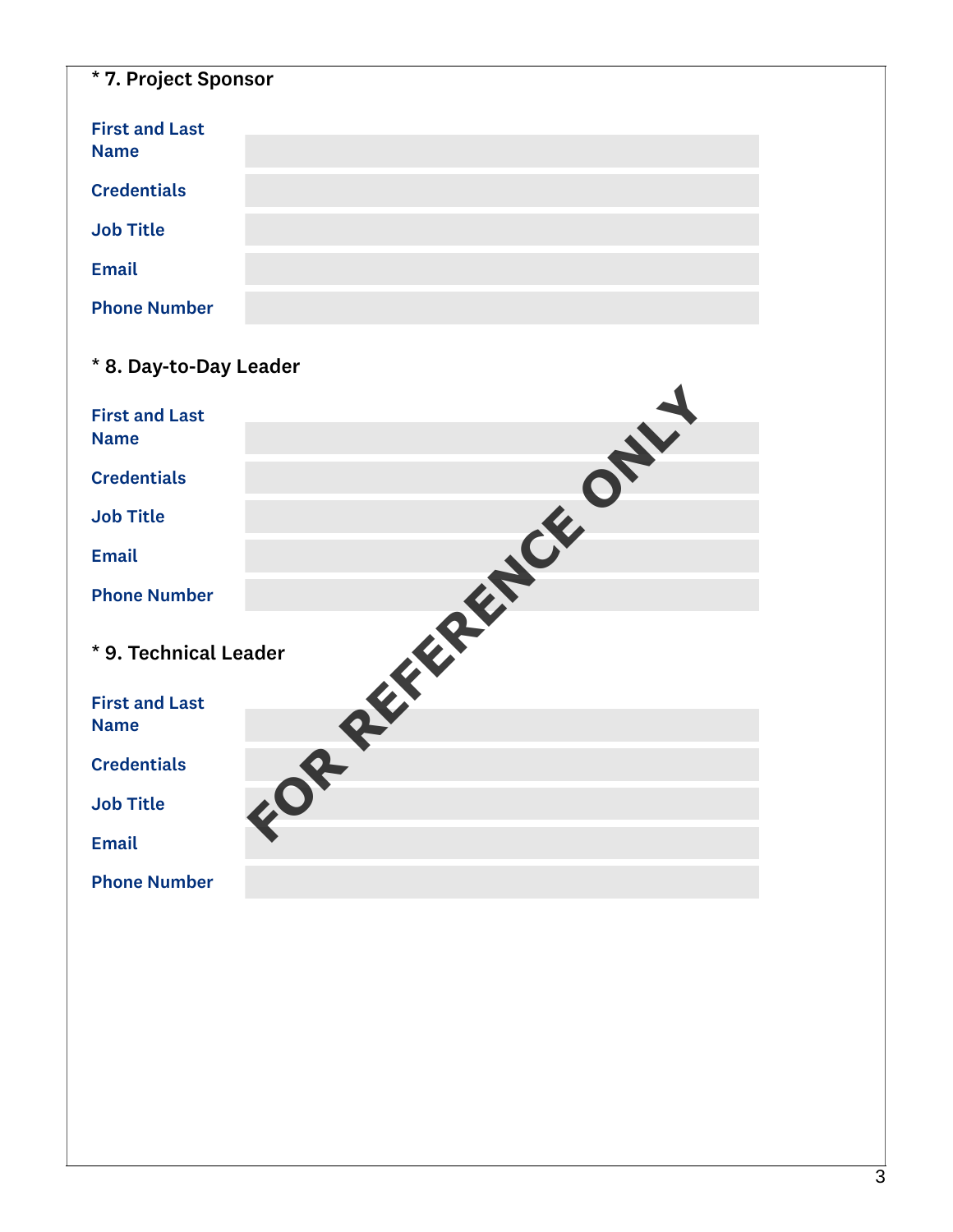**\* 7. Project Sponsor**

| | |
|---|---|
| First and Last Name | |
| Credentials | |
| Job Title | |
| Email | |
| Phone Number | |

**\* 8. Day-to-Day Leader**

| | |
|---|---|
| First and Last Name | |
| Credentials | |
| Job Title | |
| Email | |
| Phone Number | |

**\* 9. Technical Leader**

| | |
|---|---|
| First and Last Name | |
| Credentials | |
| Job Title | |
| Email | |
| Phone Number | |

FOR REFERENCE ONLY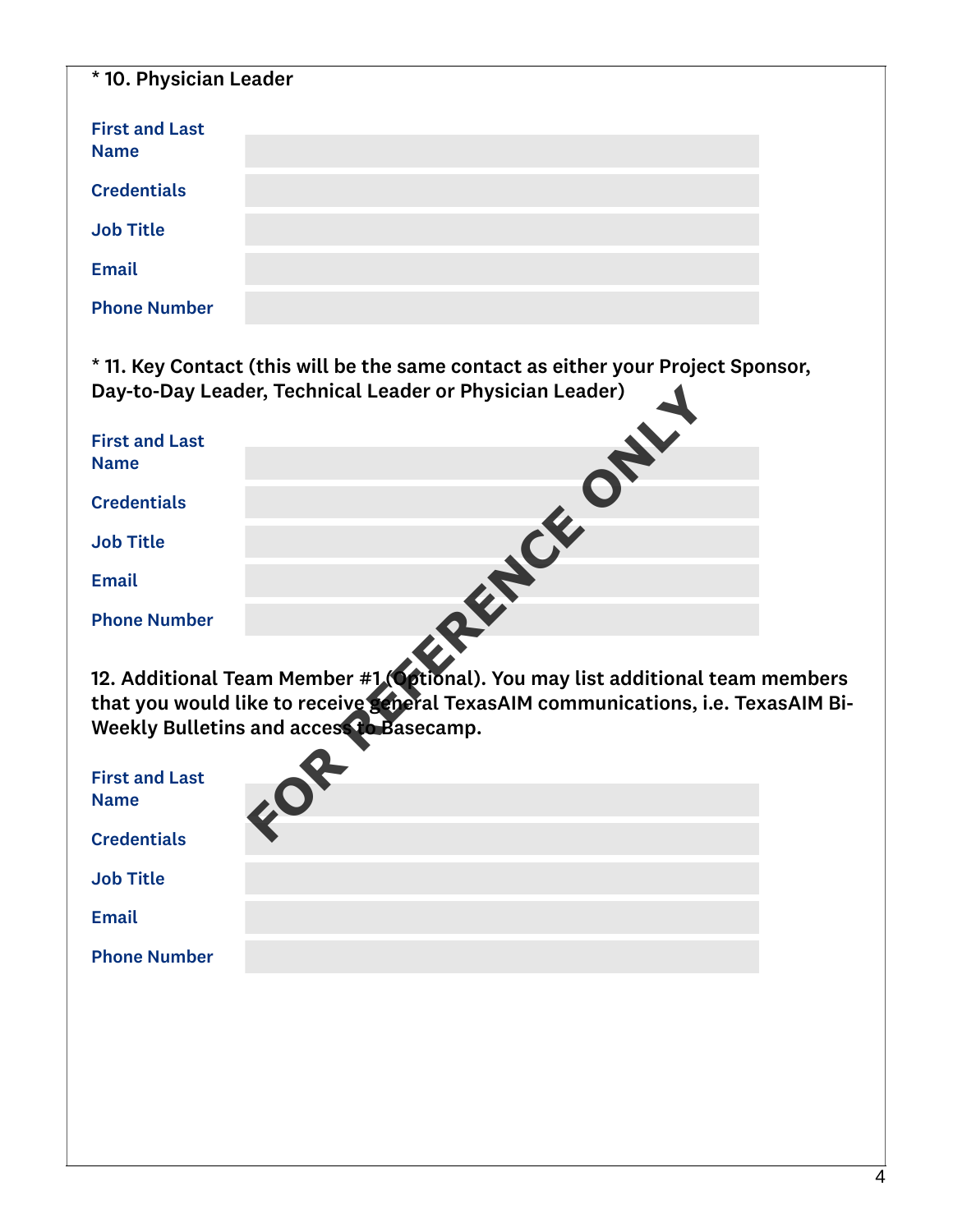**\* 10. Physician Leader**

| | |
|---|---|
| First and Last Name | |
| Credentials | |
| Job Title | |
| Email | |
| Phone Number | |

**\* 11. Key Contact (this will be the same contact as either your Project Sponsor, Day-to-Day Leader, Technical Leader or Physician Leader)**

| | |
|---|---|
| First and Last Name | |
| Credentials | |
| Job Title | |
| Email | |
| Phone Number | |

**12. Additional Team Member #1 (Optional). You may list additional team members that you would like to receive general TexasAIM communications, i.e. TexasAIM Bi-Weekly Bulletins and access to Basecamp.**

| | |
|---|---|
| First and Last Name | |
| Credentials | |
| Job Title | |
| Email | |
| Phone Number | |

FOR REFERENCE ONLY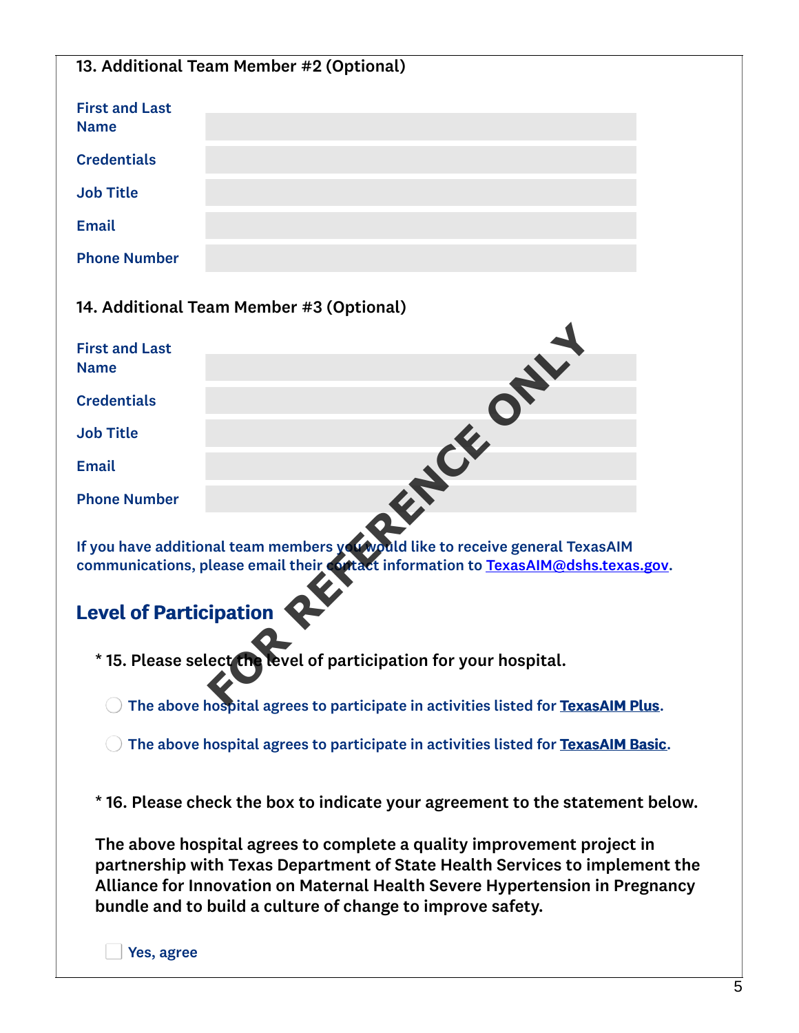### 13. Additional Team Member #2 (Optional)

| | |
|---|---|
| First and Last Name | |
| Credentials | |
| Job Title | |
| Email | |
| Phone Number | |

### 14. Additional Team Member #3 (Optional)

| | |
|---|---|
| First and Last Name | |
| Credentials | |
| Job Title | |
| Email | |
| Phone Number | |

FOR REFERENCE ONLY

If you have additional team members you would like to receive general TexasAIM communications, please email their contact information to TexasAIM@dshs.texas.gov.

## Level of Participation

* 15. Please select the level of participation for your hospital.

- ◯ The above hospital agrees to participate in activities listed for **TexasAIM Plus**.
- ◯ The above hospital agrees to participate in activities listed for **TexasAIM Basic**.

* 16. Please check the box to indicate your agreement to the statement below.

**The above hospital agrees to complete a quality improvement project in partnership with Texas Department of State Health Services to implement the Alliance for Innovation on Maternal Health Severe Hypertension in Pregnancy bundle and to build a culture of change to improve safety.**

- ☐ Yes, agree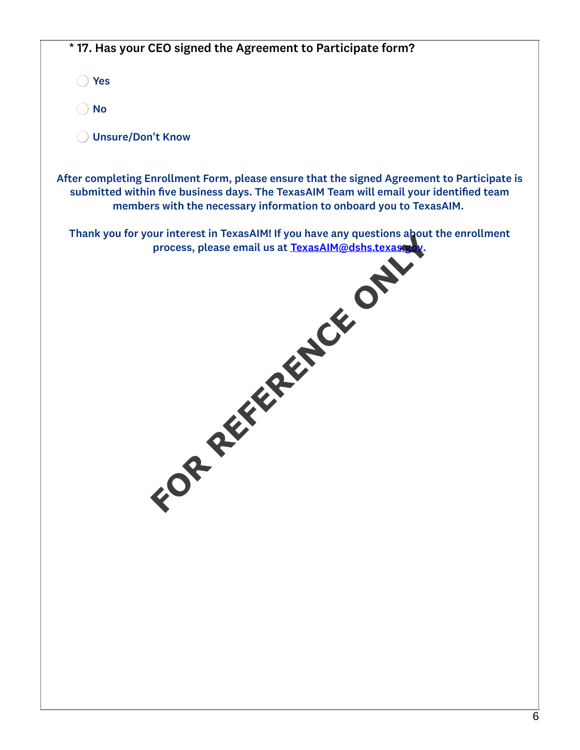**\* 17. Has your CEO signed the Agreement to Participate form?**

- Yes
- No
- Unsure/Don't Know

**After completing Enrollment Form, please ensure that the signed Agreement to Participate is submitted within five business days. The TexasAIM Team will email your identified team members with the necessary information to onboard you to TexasAIM.**

**Thank you for your interest in TexasAIM! If you have any questions about the enrollment process, please email us at [TexasAIM@dshs.texas.gov](mailto:TexasAIM@dshs.texas.gov).**

FOR REFERENCE ONLY